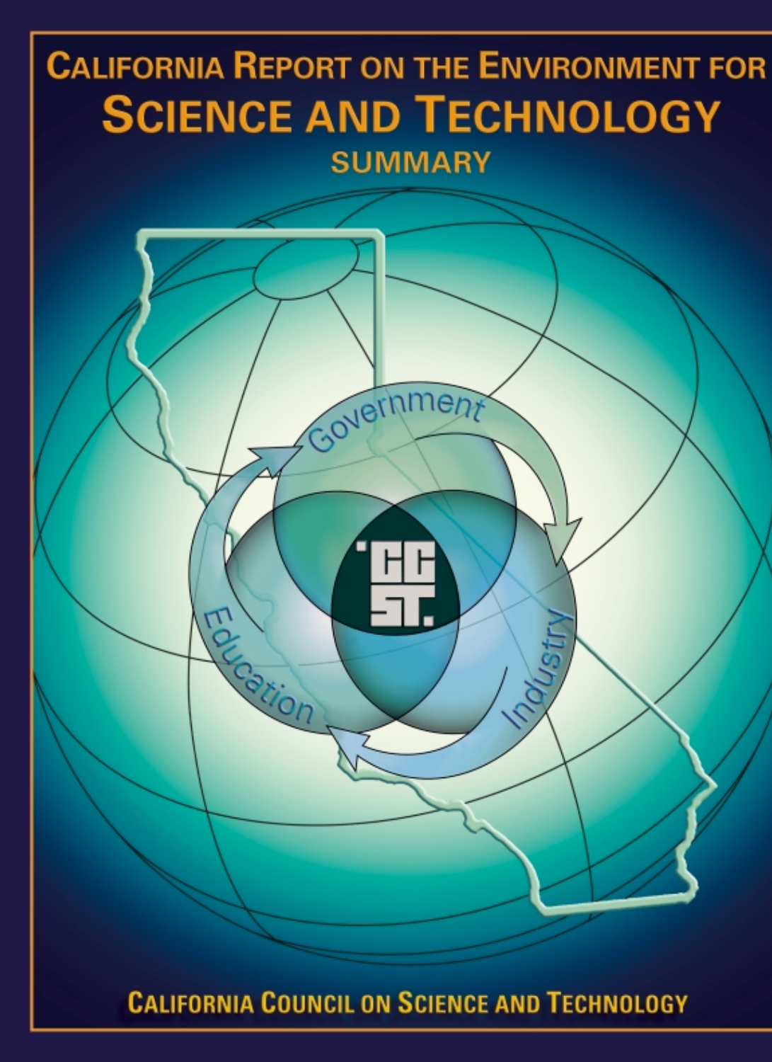# California Report on the Environment for Science and Technology

## Summary

California Council on Science and Technology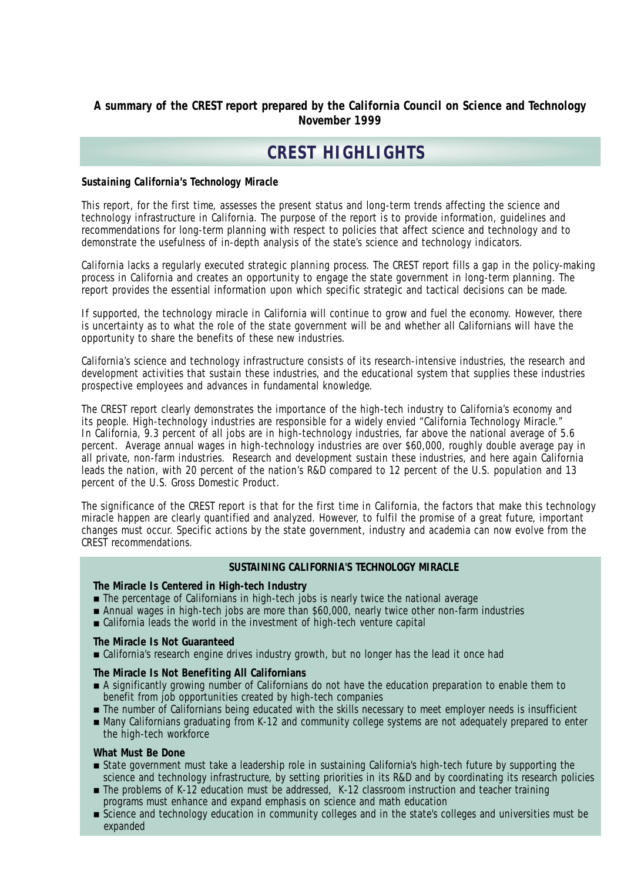**A summary of the CREST report prepared by the California Council on Science and Technology November 1999**

# CREST HIGHLIGHTS

***Sustaining California's Technology Miracle***

This report, for the first time, assesses the present status and long-term trends affecting the science and technology infrastructure in California. The purpose of the report is to provide information, guidelines and recommendations for long-term planning with respect to policies that affect science and technology and to demonstrate the usefulness of in-depth analysis of the state's science and technology indicators.

California lacks a regularly executed strategic planning process. The CREST report fills a gap in the policy-making process in California and creates an opportunity to engage the state government in long-term planning. The report provides the essential information upon which specific strategic and tactical decisions can be made.

If supported, the technology miracle in California will continue to grow and fuel the economy. However, there is uncertainty as to what the role of the state government will be and whether all Californians will have the opportunity to share the benefits of these new industries.

California's science and technology infrastructure consists of its research-intensive industries, the research and development activities that sustain these industries, and the educational system that supplies these industries prospective employees and advances in fundamental knowledge.

The CREST report clearly demonstrates the importance of the high-tech industry to California's economy and its people. High-technology industries are responsible for a widely envied "California Technology Miracle." In California, 9.3 percent of all jobs are in high-technology industries, far above the national average of 5.6 percent. Average annual wages in high-technology industries are over $60,000, roughly double average pay in all private, non-farm industries. Research and development sustain these industries, and here again California leads the nation, with 20 percent of the nation's R&D compared to 12 percent of the U.S. population and 13 percent of the U.S. Gross Domestic Product.

The significance of the CREST report is that for the first time in California, the factors that make this technology miracle happen are clearly quantified and analyzed. However, to fulfil the promise of a great future, important changes must occur. Specific actions by the state government, industry and academia can now evolve from the CREST recommendations.

## SUSTAINING CALIFORNIA'S TECHNOLOGY MIRACLE

**The Miracle Is Centered in High-tech Industry**

- The percentage of Californians in high-tech jobs is nearly twice the national average
- Annual wages in high-tech jobs are more than $60,000, nearly twice other non-farm industries
- California leads the world in the investment of high-tech venture capital

**The Miracle Is Not Guaranteed**

- California's research engine drives industry growth, but no longer has the lead it once had

**The Miracle Is Not Benefiting All Californians**

- A significantly growing number of Californians do not have the education preparation to enable them to benefit from job opportunities created by high-tech companies
- The number of Californians being educated with the skills necessary to meet employer needs is insufficient
- Many Californians graduating from K-12 and community college systems are not adequately prepared to enter the high-tech workforce

**What Must Be Done**

- State government must take a leadership role in sustaining California's high-tech future by supporting the science and technology infrastructure, by setting priorities in its R&D and by coordinating its research policies
- The problems of K-12 education must be addressed, K-12 classroom instruction and teacher training programs must enhance and expand emphasis on science and math education
- Science and technology education in community colleges and in the state's colleges and universities must be expanded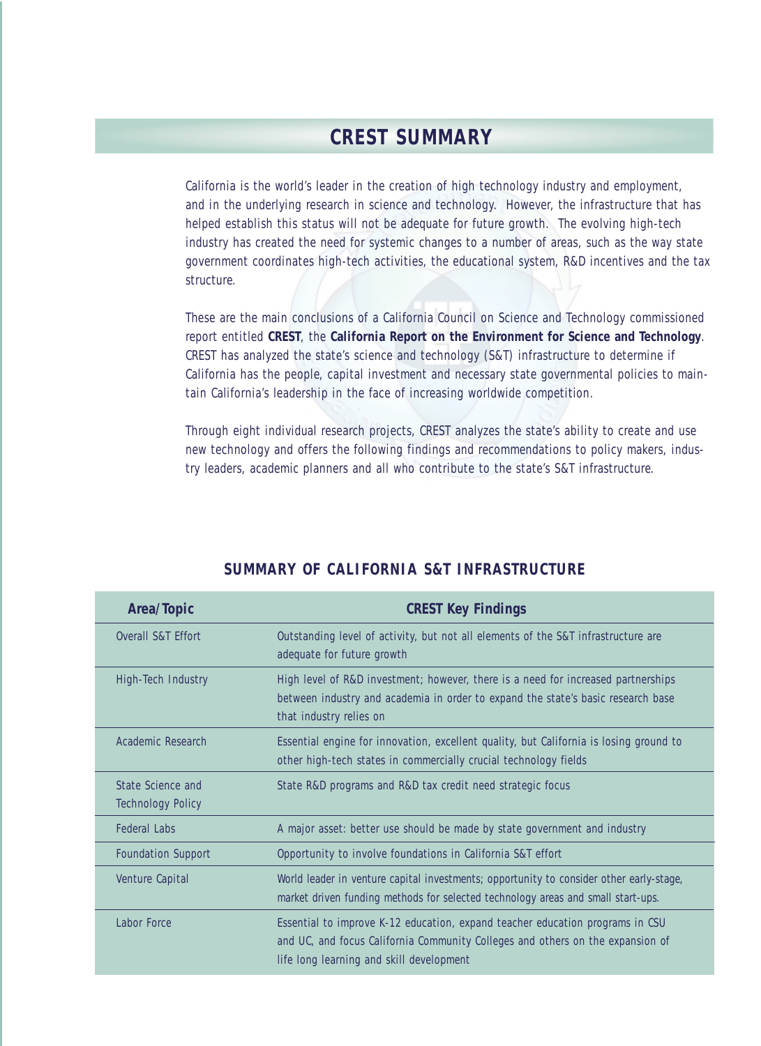# CREST SUMMARY

California is the world's leader in the creation of high technology industry and employment, and in the underlying research in science and technology. However, the infrastructure that has helped establish this status will not be adequate for future growth. The evolving high-tech industry has created the need for systemic changes to a number of areas, such as the way state government coordinates high-tech activities, the educational system, R&D incentives and the tax structure.

These are the main conclusions of a California Council on Science and Technology commissioned report entitled **CREST**, the **California Report on the Environment for Science and Technology**. CREST has analyzed the state's science and technology (S&T) infrastructure to determine if California has the people, capital investment and necessary state governmental policies to maintain California's leadership in the face of increasing worldwide competition.

Through eight individual research projects, CREST analyzes the state's ability to create and use new technology and offers the following findings and recommendations to policy makers, industry leaders, academic planners and all who contribute to the state's S&T infrastructure.

## SUMMARY OF CALIFORNIA S&T INFRASTRUCTURE

| Area/Topic | CREST Key Findings |
|---|---|
| Overall S&T Effort | Outstanding level of activity, but not all elements of the S&T infrastructure are adequate for future growth |
| High-Tech Industry | High level of R&D investment; however, there is a need for increased partnerships between industry and academia in order to expand the state's basic research base that industry relies on |
| Academic Research | Essential engine for innovation, excellent quality, but California is losing ground to other high-tech states in commercially crucial technology fields |
| State Science and Technology Policy | State R&D programs and R&D tax credit need strategic focus |
| Federal Labs | A major asset: better use should be made by state government and industry |
| Foundation Support | Opportunity to involve foundations in California S&T effort |
| Venture Capital | World leader in venture capital investments; opportunity to consider other early-stage, market driven funding methods for selected technology areas and small start-ups. |
| Labor Force | Essential to improve K-12 education, expand teacher education programs in CSU and UC, and focus California Community Colleges and others on the expansion of life long learning and skill development |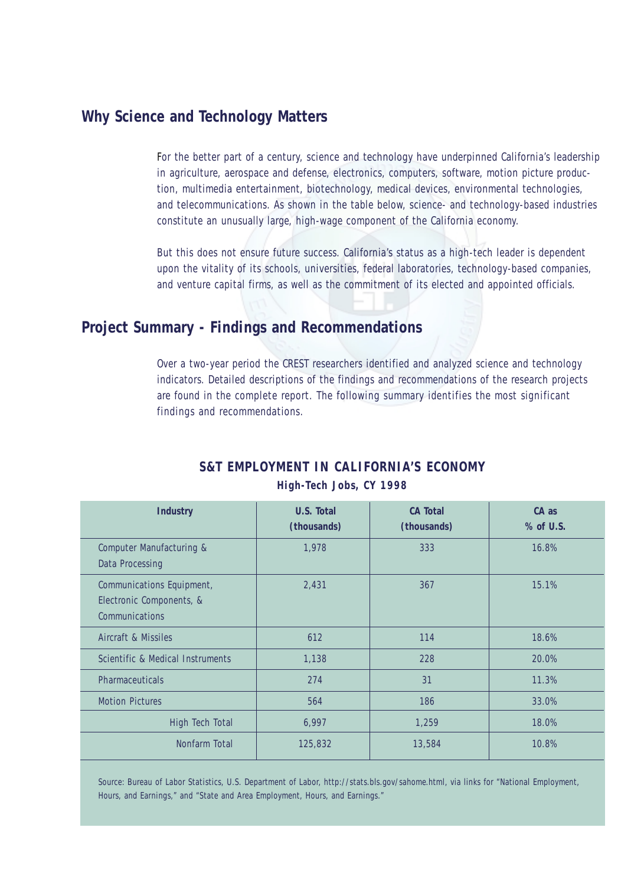## Why Science and Technology Matters

For the better part of a century, science and technology have underpinned California's leadership in agriculture, aerospace and defense, electronics, computers, software, motion picture production, multimedia entertainment, biotechnology, medical devices, environmental technologies, and telecommunications. As shown in the table below, science- and technology-based industries constitute an unusually large, high-wage component of the California economy.

But this does not ensure future success. California's status as a high-tech leader is dependent upon the vitality of its schools, universities, federal laboratories, technology-based companies, and venture capital firms, as well as the commitment of its elected and appointed officials.

## Project Summary - Findings and Recommendations

Over a two-year period the CREST researchers identified and analyzed science and technology indicators. Detailed descriptions of the findings and recommendations of the research projects are found in the complete report. The following summary identifies the most significant findings and recommendations.

**S&T EMPLOYMENT IN CALIFORNIA'S ECONOMY**

**High-Tech Jobs, CY 1998**

| Industry | U.S. Total (thousands) | CA Total (thousands) | CA as % of U.S. |
|---|---|---|---|
| Computer Manufacturing & Data Processing | 1,978 | 333 | 16.8% |
| Communications Equipment, Electronic Components, & Communications | 2,431 | 367 | 15.1% |
| Aircraft & Missiles | 612 | 114 | 18.6% |
| Scientific & Medical Instruments | 1,138 | 228 | 20.0% |
| Pharmaceuticals | 274 | 31 | 11.3% |
| Motion Pictures | 564 | 186 | 33.0% |
| High Tech Total | 6,997 | 1,259 | 18.0% |
| Nonfarm Total | 125,832 | 13,584 | 10.8% |

Source: Bureau of Labor Statistics, U.S. Department of Labor, http://stats.bls.gov/sahome.html, via links for "National Employment, Hours, and Earnings," and "State and Area Employment, Hours, and Earnings."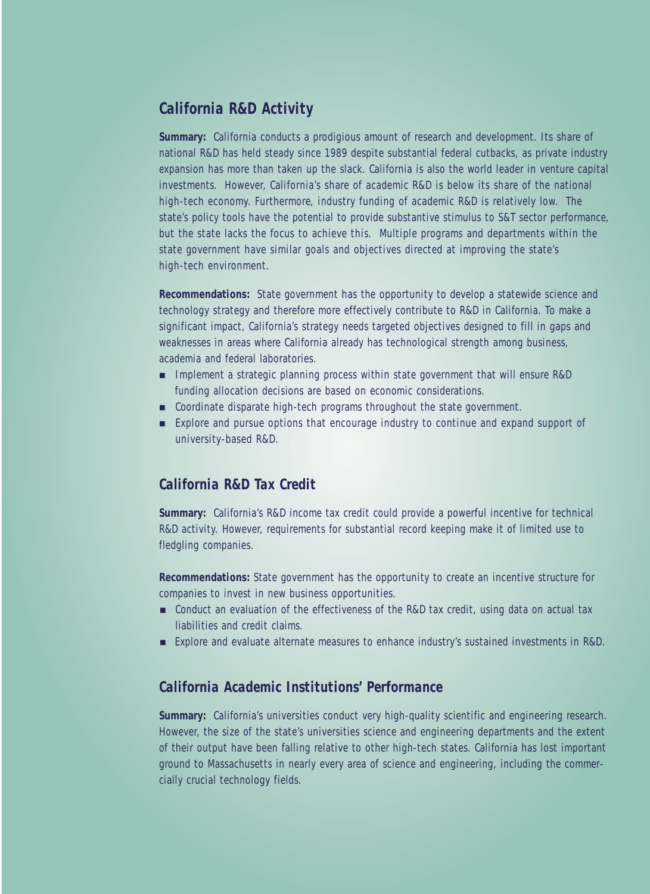## California R&D Activity

**Summary:** California conducts a prodigious amount of research and development. Its share of national R&D has held steady since 1989 despite substantial federal cutbacks, as private industry expansion has more than taken up the slack. California is also the world leader in venture capital investments. However, California's share of academic R&D is below its share of the national high-tech economy. Furthermore, industry funding of academic R&D is relatively low. The state's policy tools have the potential to provide substantive stimulus to S&T sector performance, but the state lacks the focus to achieve this. Multiple programs and departments within the state government have similar goals and objectives directed at improving the state's high-tech environment.

**Recommendations:** State government has the opportunity to develop a statewide science and technology strategy and therefore more effectively contribute to R&D in California. To make a significant impact, California's strategy needs targeted objectives designed to fill in gaps and weaknesses in areas where California already has technological strength among business, academia and federal laboratories.

- Implement a strategic planning process within state government that will ensure R&D funding allocation decisions are based on economic considerations.
- Coordinate disparate high-tech programs throughout the state government.
- Explore and pursue options that encourage industry to continue and expand support of university-based R&D.

## California R&D Tax Credit

**Summary:** California's R&D income tax credit could provide a powerful incentive for technical R&D activity. However, requirements for substantial record keeping make it of limited use to fledgling companies.

**Recommendations:** State government has the opportunity to create an incentive structure for companies to invest in new business opportunities.

- Conduct an evaluation of the effectiveness of the R&D tax credit, using data on actual tax liabilities and credit claims.
- Explore and evaluate alternate measures to enhance industry's sustained investments in R&D.

## California Academic Institutions' Performance

**Summary:** California's universities conduct very high-quality scientific and engineering research. However, the size of the state's universities science and engineering departments and the extent of their output have been falling relative to other high-tech states. California has lost important ground to Massachusetts in nearly every area of science and engineering, including the commercially crucial technology fields.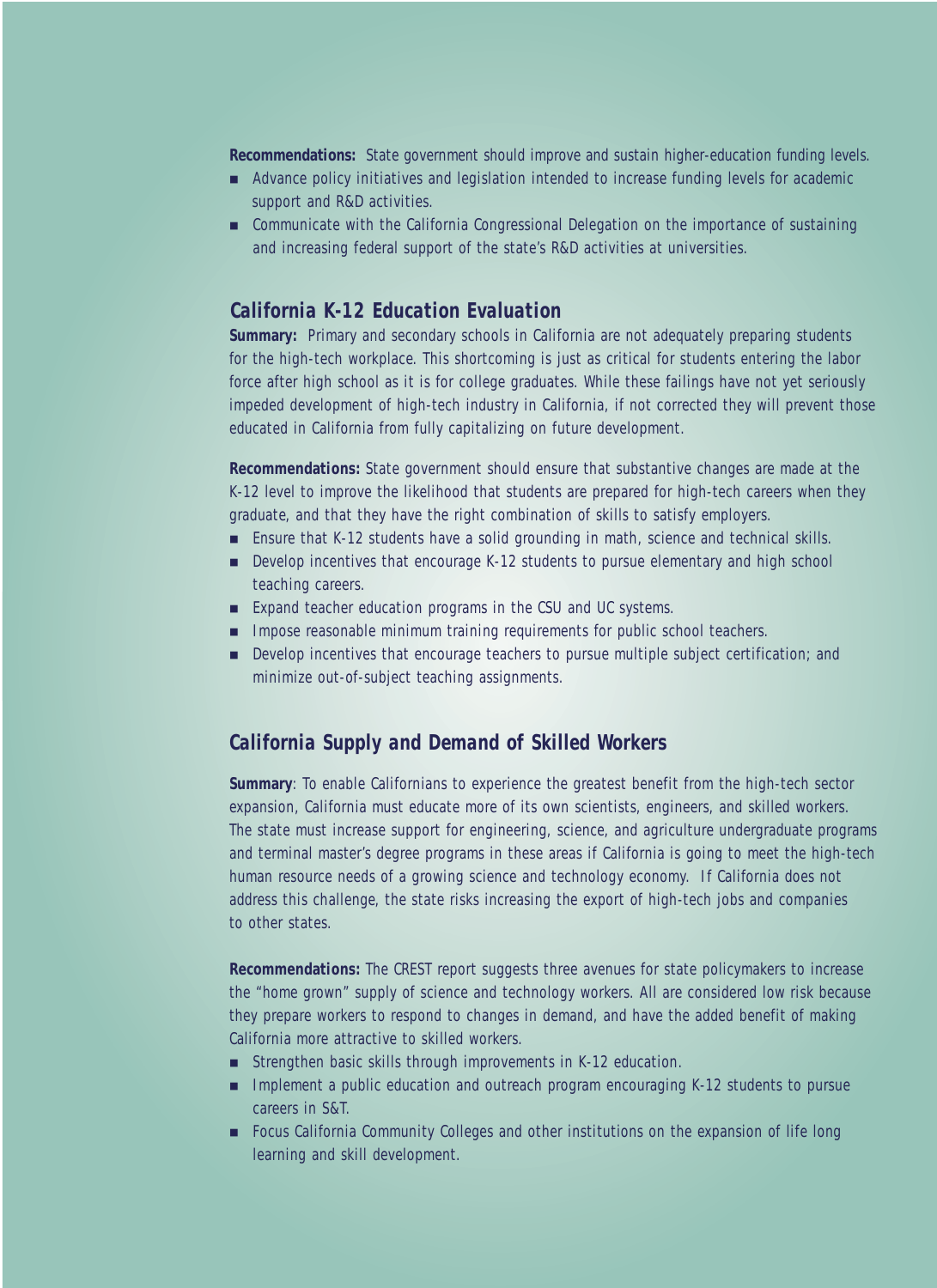**Recommendations:** State government should improve and sustain higher-education funding levels.

- Advance policy initiatives and legislation intended to increase funding levels for academic support and R&D activities.
- Communicate with the California Congressional Delegation on the importance of sustaining and increasing federal support of the state's R&D activities at universities.

## California K-12 Education Evaluation

**Summary:** Primary and secondary schools in California are not adequately preparing students for the high-tech workplace. This shortcoming is just as critical for students entering the labor force after high school as it is for college graduates. While these failings have not yet seriously impeded development of high-tech industry in California, if not corrected they will prevent those educated in California from fully capitalizing on future development.

**Recommendations:** State government should ensure that substantive changes are made at the K-12 level to improve the likelihood that students are prepared for high-tech careers when they graduate, and that they have the right combination of skills to satisfy employers.

- Ensure that K-12 students have a solid grounding in math, science and technical skills.
- Develop incentives that encourage K-12 students to pursue elementary and high school teaching careers.
- Expand teacher education programs in the CSU and UC systems.
- Impose reasonable minimum training requirements for public school teachers.
- Develop incentives that encourage teachers to pursue multiple subject certification; and minimize out-of-subject teaching assignments.

## California Supply and Demand of Skilled Workers

**Summary**: To enable Californians to experience the greatest benefit from the high-tech sector expansion, California must educate more of its own scientists, engineers, and skilled workers. The state must increase support for engineering, science, and agriculture undergraduate programs and terminal master's degree programs in these areas if California is going to meet the high-tech human resource needs of a growing science and technology economy. If California does not address this challenge, the state risks increasing the export of high-tech jobs and companies to other states.

**Recommendations:** The CREST report suggests three avenues for state policymakers to increase the "home grown" supply of science and technology workers. All are considered low risk because they prepare workers to respond to changes in demand, and have the added benefit of making California more attractive to skilled workers.

- Strengthen basic skills through improvements in K-12 education.
- Implement a public education and outreach program encouraging K-12 students to pursue careers in S&T.
- Focus California Community Colleges and other institutions on the expansion of life long learning and skill development.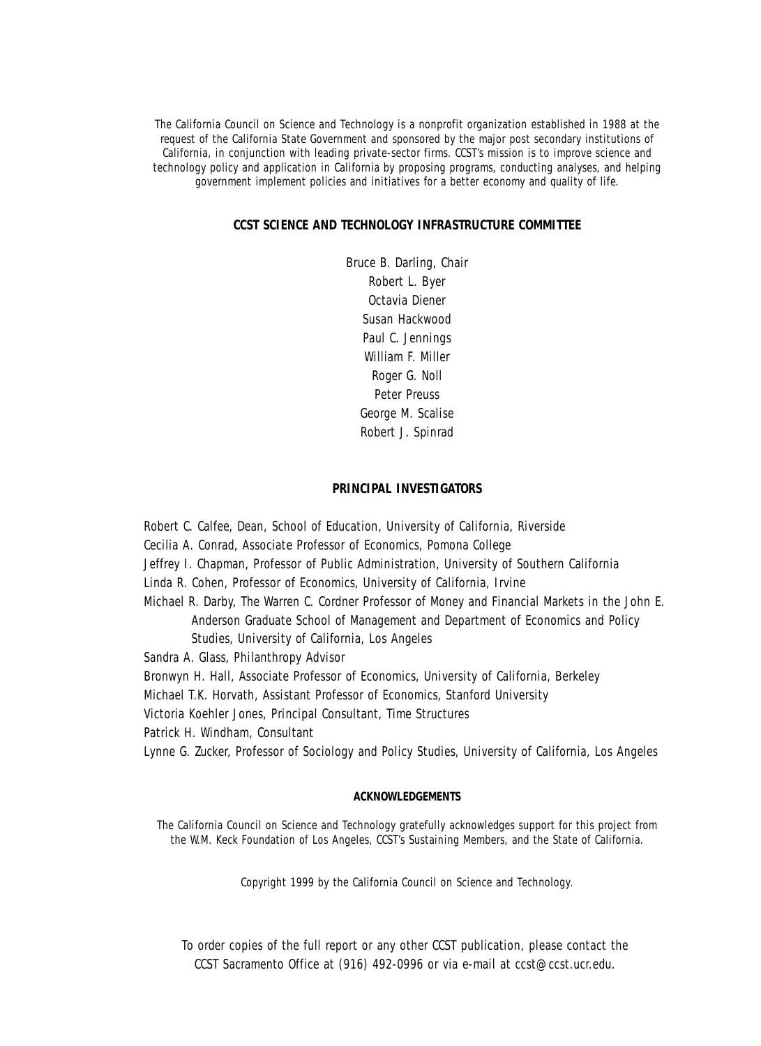The California Council on Science and Technology is a nonprofit organization established in 1988 at the request of the California State Government and sponsored by the major post secondary institutions of California, in conjunction with leading private-sector firms. CCST's mission is to improve science and technology policy and application in California by proposing programs, conducting analyses, and helping government implement policies and initiatives for a better economy and quality of life.

## CCST SCIENCE AND TECHNOLOGY INFRASTRUCTURE COMMITTEE

Bruce B. Darling, Chair
Robert L. Byer
Octavia Diener
Susan Hackwood
Paul C. Jennings
William F. Miller
Roger G. Noll
Peter Preuss
George M. Scalise
Robert J. Spinrad

## PRINCIPAL INVESTIGATORS

Robert C. Calfee, Dean, School of Education, University of California, Riverside
Cecilia A. Conrad, Associate Professor of Economics, Pomona College
Jeffrey I. Chapman, Professor of Public Administration, University of Southern California
Linda R. Cohen, Professor of Economics, University of California, Irvine
Michael R. Darby, The Warren C. Cordner Professor of Money and Financial Markets in the John E. Anderson Graduate School of Management and Department of Economics and Policy Studies, University of California, Los Angeles
Sandra A. Glass, Philanthropy Advisor
Bronwyn H. Hall, Associate Professor of Economics, University of California, Berkeley
Michael T.K. Horvath, Assistant Professor of Economics, Stanford University
Victoria Koehler Jones, Principal Consultant, Time Structures
Patrick H. Windham, Consultant
Lynne G. Zucker, Professor of Sociology and Policy Studies, University of California, Los Angeles

## ACKNOWLEDGEMENTS

The California Council on Science and Technology gratefully acknowledges support for this project from the W.M. Keck Foundation of Los Angeles, CCST's Sustaining Members, and the State of California.

Copyright 1999 by the California Council on Science and Technology.

To order copies of the full report or any other CCST publication, please contact the CCST Sacramento Office at (916) 492-0996 or via e-mail at ccst@ccst.ucr.edu.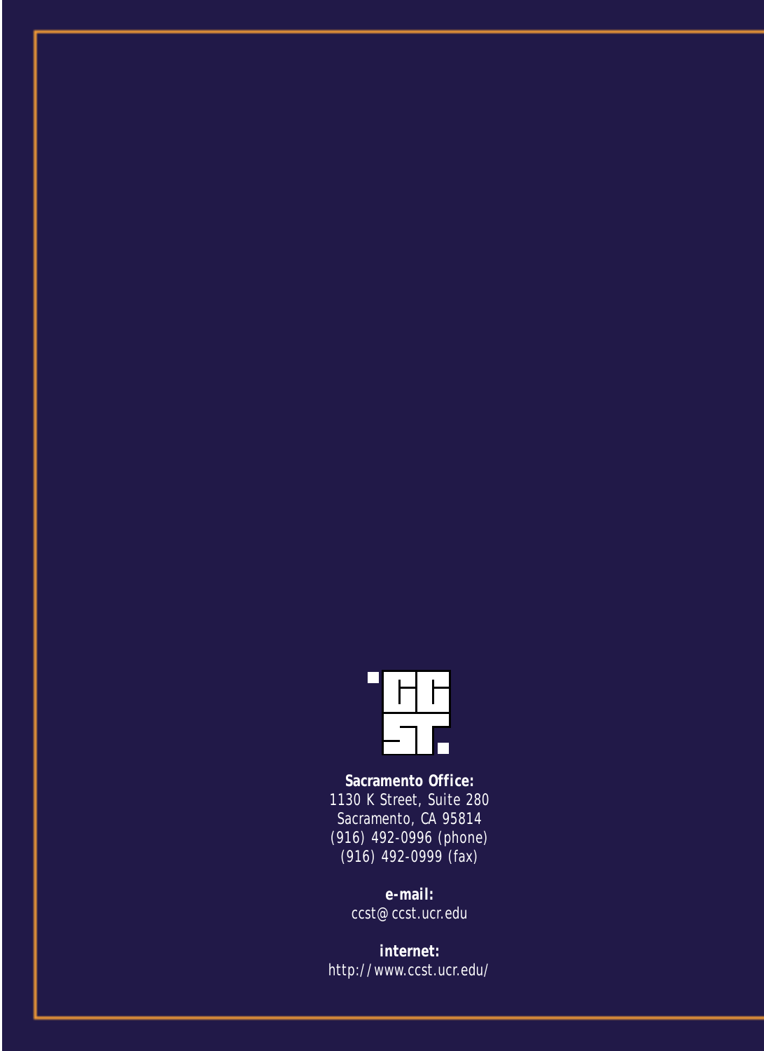**Sacramento Office:**
1130 K Street, Suite 280
Sacramento, CA 95814
(916) 492-0996 (phone)
(916) 492-0999 (fax)

**e-mail:**
ccst@ccst.ucr.edu

**internet:**
http://www.ccst.ucr.edu/